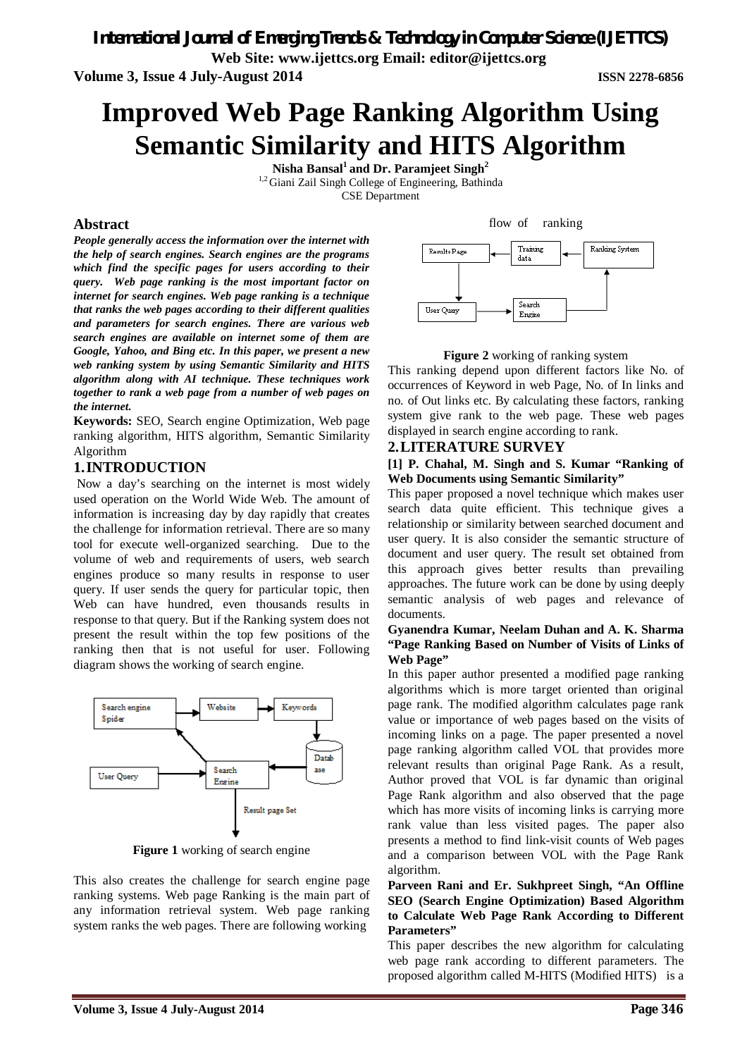# Improved Web Page Ranking Algorithm Using Semantic Similarity and HITS Algorithm

**Nisha Bansal[1] and Dr. Paramjeet Singh[2]**

[1,2] Giani Zail Singh College of Engineering, Bathinda
CSE Department

## Abstract

***People generally access the information over the internet with the help of search engines. Search engines are the programs which find the specific pages for users according to their query. Web page ranking is the most important factor on internet for search engines. Web page ranking is a technique that ranks the web pages according to their different qualities and parameters for search engines. There are various web search engines are available on internet some of them are Google, Yahoo, and Bing etc. In this paper, we present a new web ranking system by using Semantic Similarity and HITS algorithm along with AI technique. These techniques work together to rank a web page from a number of web pages on the internet.***

**Keywords:** SEO, Search engine Optimization, Web page ranking algorithm, HITS algorithm, Semantic Similarity Algorithm

## 1. INTRODUCTION

Now a day's searching on the internet is most widely used operation on the World Wide Web. The amount of information is increasing day by day rapidly that creates the challenge for information retrieval. There are so many tool for execute well-organized searching. Due to the volume of web and requirements of users, web search engines produce so many results in response to user query. If user sends the query for particular topic, then Web can have hundred, even thousands results in response to that query. But if the Ranking system does not present the result within the top few positions of the ranking then that is not useful for user. Following diagram shows the working of search engine.

**Figure 1** working of search engine

This also creates the challenge for search engine page ranking systems. Web page Ranking is the main part of any information retrieval system. Web page ranking system ranks the web pages. There are following working flow of ranking

**Figure 2** working of ranking system

This ranking depend upon different factors like No. of occurrences of Keyword in web Page, No. of In links and no. of Out links etc. By calculating these factors, ranking system give rank to the web page. These web pages displayed in search engine according to rank.

## 2. LITERATURE SURVEY

**[1] P. Chahal, M. Singh and S. Kumar "Ranking of Web Documents using Semantic Similarity"**

This paper proposed a novel technique which makes user search data quite efficient. This technique gives a relationship or similarity between searched document and user query. It is also consider the semantic structure of document and user query. The result set obtained from this approach gives better results than prevailing approaches. The future work can be done by using deeply semantic analysis of web pages and relevance of documents.

**Gyanendra Kumar, Neelam Duhan and A. K. Sharma "Page Ranking Based on Number of Visits of Links of Web Page"**

In this paper author presented a modified page ranking algorithms which is more target oriented than original page rank. The modified algorithm calculates page rank value or importance of web pages based on the visits of incoming links on a page. The paper presented a novel page ranking algorithm called VOL that provides more relevant results than original Page Rank. As a result, Author proved that VOL is far dynamic than original Page Rank algorithm and also observed that the page which has more visits of incoming links is carrying more rank value than less visited pages. The paper also presents a method to find link-visit counts of Web pages and a comparison between VOL with the Page Rank algorithm.

**Parveen Rani and Er. Sukhpreet Singh, "An Offline SEO (Search Engine Optimization) Based Algorithm to Calculate Web Page Rank According to Different Parameters"**

This paper describes the new algorithm for calculating web page rank according to different parameters. The proposed algorithm called M-HITS (Modified HITS) is a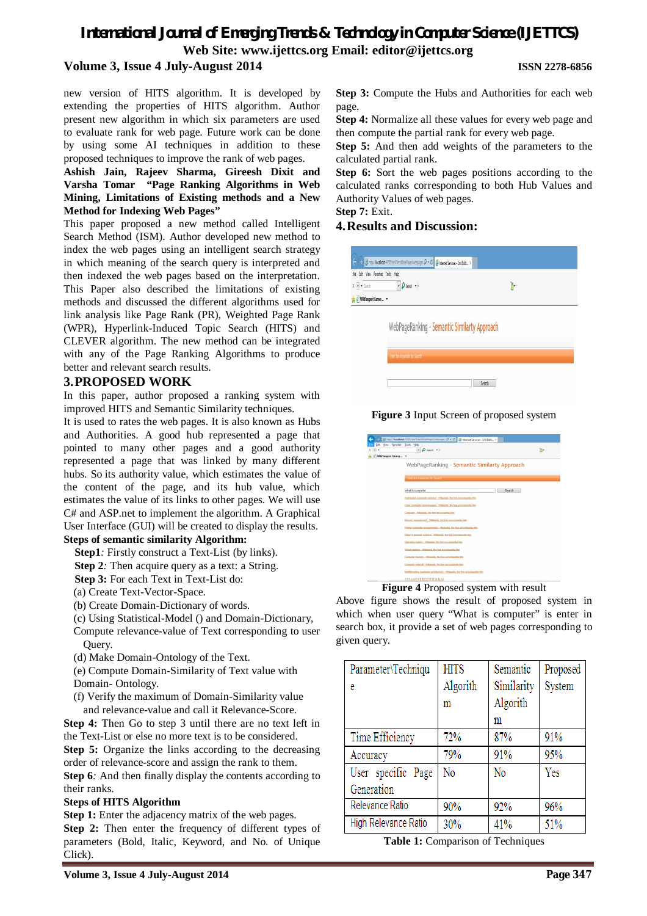new version of HITS algorithm. It is developed by extending the properties of HITS algorithm. Author present new algorithm in which six parameters are used to evaluate rank for web page. Future work can be done by using some AI techniques in addition to these proposed techniques to improve the rank of web pages.

**Ashish Jain, Rajeev Sharma, Gireesh Dixit and Varsha Tomar "Page Ranking Algorithms in Web Mining, Limitations of Existing methods and a New Method for Indexing Web Pages"**

This paper proposed a new method called Intelligent Search Method (ISM). Author developed new method to index the web pages using an intelligent search strategy in which meaning of the search query is interpreted and then indexed the web pages based on the interpretation. This Paper also described the limitations of existing methods and discussed the different algorithms used for link analysis like Page Rank (PR), Weighted Page Rank (WPR), Hyperlink-Induced Topic Search (HITS) and CLEVER algorithm. The new method can be integrated with any of the Page Ranking Algorithms to produce better and relevant search results.

## 3. PROPOSED WORK

In this paper, author proposed a ranking system with improved HITS and Semantic Similarity techniques.

It is used to rates the web pages. It is also known as Hubs and Authorities. A good hub represented a page that pointed to many other pages and a good authority represented a page that was linked by many different hubs. So its authority value, which estimates the value of the content of the page, and its hub value, which estimates the value of its links to other pages. We will use C# and ASP.net to implement the algorithm. A Graphical User Interface (GUI) will be created to display the results.

**Steps of semantic similarity Algorithm:**

**Step1**: Firstly construct a Text-List (by links).

**Step 2**: Then acquire query as a text: a String.

**Step 3:** For each Text in Text-List do:

(a) Create Text-Vector-Space.

(b) Create Domain-Dictionary of words.

(c) Using Statistical-Model () and Domain-Dictionary, Compute relevance-value of Text corresponding to user Query.

(d) Make Domain-Ontology of the Text.

(e) Compute Domain-Similarity of Text value with Domain- Ontology.

(f) Verify the maximum of Domain-Similarity value and relevance-value and call it Relevance-Score.

**Step 4:** Then Go to step 3 until there are no text left in the Text-List or else no more text is to be considered.

**Step 5:** Organize the links according to the decreasing order of relevance-score and assign the rank to them.

**Step 6**: And then finally display the contents according to their ranks.

**Steps of HITS Algorithm**

**Step 1:** Enter the adjacency matrix of the web pages.

**Step 2:** Then enter the frequency of different types of parameters (Bold, Italic, Keyword, and No. of Unique Click).

**Step 3:** Compute the Hubs and Authorities for each web page.

**Step 4:** Normalize all these values for every web page and then compute the partial rank for every web page.

**Step 5:** And then add weights of the parameters to the calculated partial rank.

**Step 6:** Sort the web pages positions according to the calculated ranks corresponding to both Hub Values and Authority Values of web pages.

**Step 7:** Exit.

## 4. Results and Discussion:

**Figure 3** Input Screen of proposed system

**Figure 4** Proposed system with result

Above figure shows the result of proposed system in which when user query "What is computer" is enter in search box, it provide a set of web pages corresponding to given query.

| Parameter\Technique | HITS Algorithm | Semantic Similarity Algorithm | Proposed System |
|---|---|---|---|
| Time Efficiency | 72% | 87% | 91% |
| Accuracy | 79% | 91% | 95% |
| User specific Page Generation | No | No | Yes |
| Relevance Ratio | 90% | 92% | 96% |
| High Relevance Ratio | 30% | 41% | 51% |

**Table 1:** Comparison of Techniques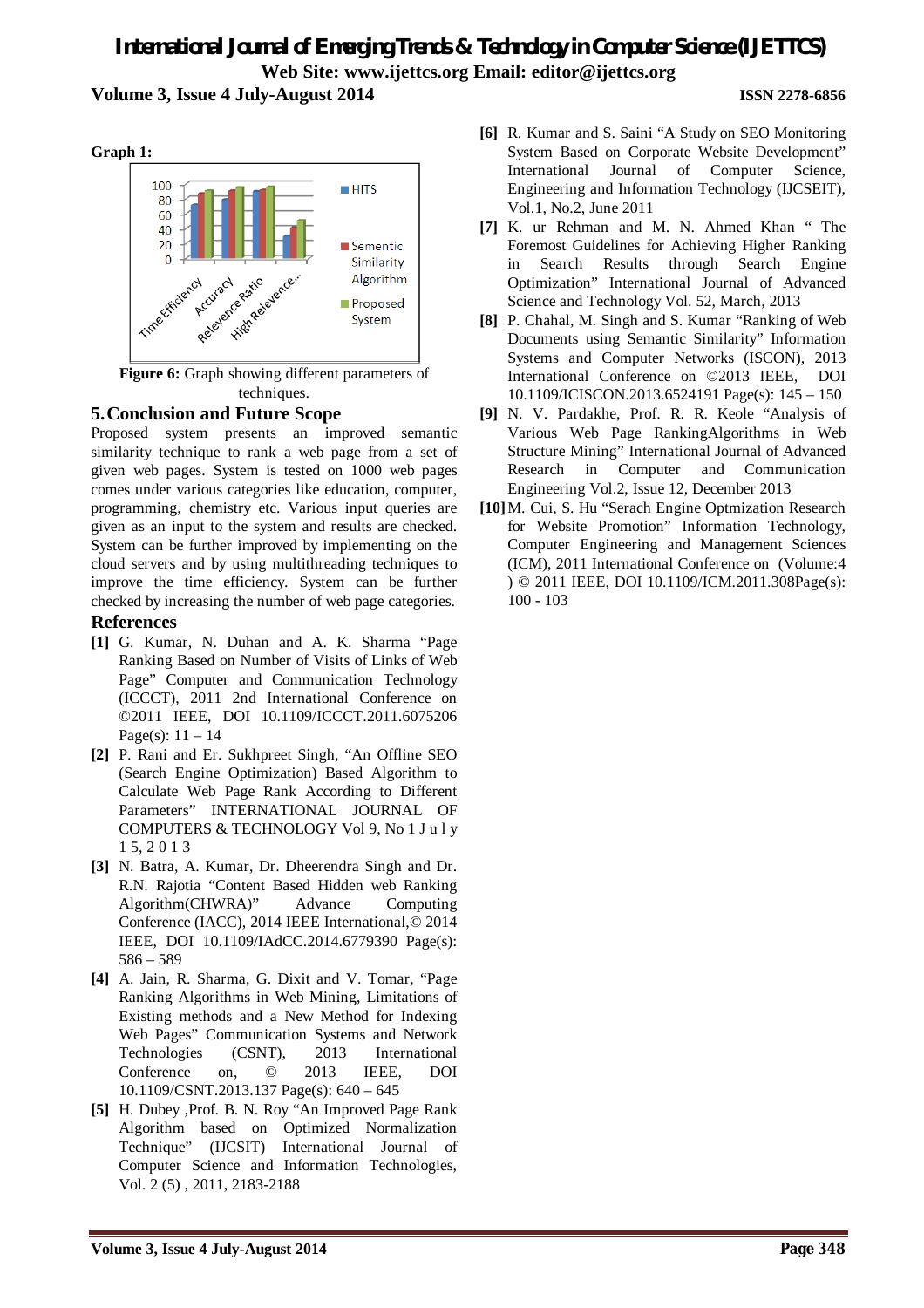**Graph 1:**

100
80
60
40
20
0

Time Efficiency
Accuracy
Relevence Ratio
High Relevence...

HITS
Sementic Similarity Algorithm
Proposed System

**Figure 6:** Graph showing different parameters of techniques.

## 5. Conclusion and Future Scope

Proposed system presents an improved semantic similarity technique to rank a web page from a set of given web pages. System is tested on 1000 web pages comes under various categories like education, computer, programming, chemistry etc. Various input queries are given as an input to the system and results are checked. System can be further improved by implementing on the cloud servers and by using multithreading techniques to improve the time efficiency. System can be further checked by increasing the number of web page categories.

## References

**[1]** G. Kumar, N. Duhan and A. K. Sharma "Page Ranking Based on Number of Visits of Links of Web Page" Computer and Communication Technology (ICCCT), 2011 2nd International Conference on ©2011 IEEE, DOI 10.1109/ICCCT.2011.6075206 Page(s): 11 – 14

**[2]** P. Rani and Er. Sukhpreet Singh, "An Offline SEO (Search Engine Optimization) Based Algorithm to Calculate Web Page Rank According to Different Parameters" INTERNATIONAL JOURNAL OF COMPUTERS & TECHNOLOGY Vol 9, No 1 J u l y 1 5, 2 0 1 3

**[3]** N. Batra, A. Kumar, Dr. Dheerendra Singh and Dr. R.N. Rajotia "Content Based Hidden web Ranking Algorithm(CHWRA)" Advance Computing Conference (IACC), 2014 IEEE International,© 2014 IEEE, DOI 10.1109/IAdCC.2014.6779390 Page(s): 586 – 589

**[4]** A. Jain, R. Sharma, G. Dixit and V. Tomar, "Page Ranking Algorithms in Web Mining, Limitations of Existing methods and a New Method for Indexing Web Pages" Communication Systems and Network Technologies (CSNT), 2013 International Conference on, © 2013 IEEE, DOI 10.1109/CSNT.2013.137 Page(s): 640 – 645

**[5]** H. Dubey ,Prof. B. N. Roy "An Improved Page Rank Algorithm based on Optimized Normalization Technique" (IJCSIT) International Journal of Computer Science and Information Technologies, Vol. 2 (5) , 2011, 2183-2188

**[6]** R. Kumar and S. Saini "A Study on SEO Monitoring System Based on Corporate Website Development" International Journal of Computer Science, Engineering and Information Technology (IJCSEIT), Vol.1, No.2, June 2011

**[7]** K. ur Rehman and M. N. Ahmed Khan " The Foremost Guidelines for Achieving Higher Ranking in Search Results through Search Engine Optimization" International Journal of Advanced Science and Technology Vol. 52, March, 2013

**[8]** P. Chahal, M. Singh and S. Kumar "Ranking of Web Documents using Semantic Similarity" Information Systems and Computer Networks (ISCON), 2013 International Conference on ©2013 IEEE, DOI 10.1109/ICISCON.2013.6524191 Page(s): 145 – 150

**[9]** N. V. Pardakhe, Prof. R. R. Keole "Analysis of Various Web Page RankingAlgorithms in Web Structure Mining" International Journal of Advanced Research in Computer and Communication Engineering Vol.2, Issue 12, December 2013

**[10]** M. Cui, S. Hu "Serach Engine Optmization Research for Website Promotion" Information Technology, Computer Engineering and Management Sciences (ICM), 2011 International Conference on (Volume:4 ) © 2011 IEEE, DOI 10.1109/ICM.2011.308Page(s): 100 - 103